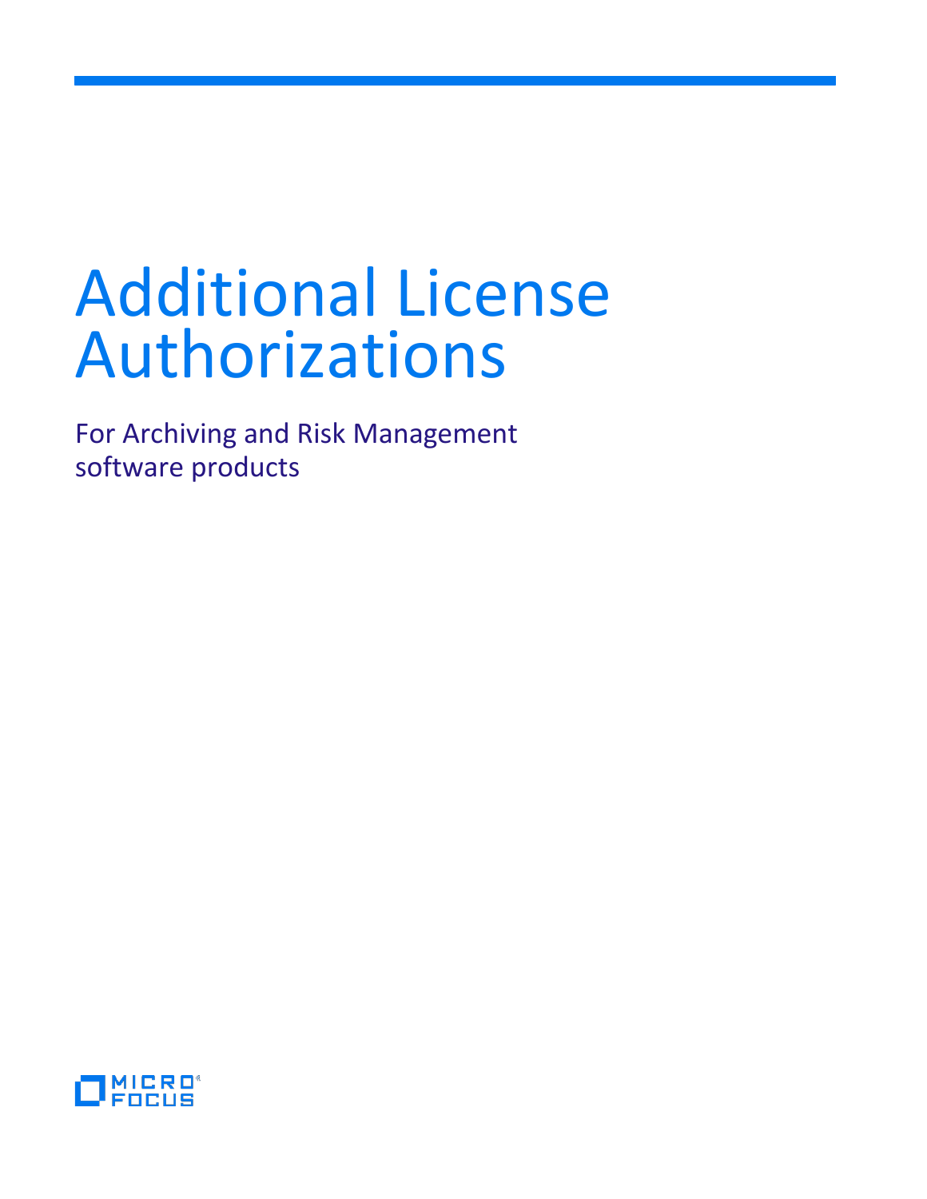# Additional License Authorizations

For Archiving and Risk Management software products

MICRO FOCUS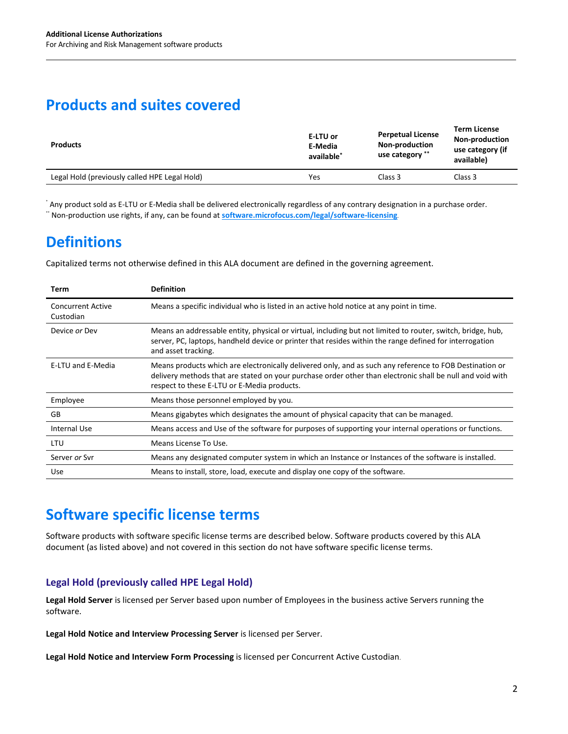## Products and suites covered

| Products | E-LTU or E-Media available[*] | Perpetual License Non-production use category [**] | Term License Non-production use category (if available) |
|---|---|---|---|
| Legal Hold (previously called HPE Legal Hold) | Yes | Class 3 | Class 3 |

[*] Any product sold as E-LTU or E-Media shall be delivered electronically regardless of any contrary designation in a purchase order.
[**] Non-production use rights, if any, can be found at **software.microfocus.com/legal/software-licensing**.

## Definitions

Capitalized terms not otherwise defined in this ALA document are defined in the governing agreement.

| Term | Definition |
|---|---|
| Concurrent Active Custodian | Means a specific individual who is listed in an active hold notice at any point in time. |
| Device *or* Dev | Means an addressable entity, physical or virtual, including but not limited to router, switch, bridge, hub, server, PC, laptops, handheld device or printer that resides within the range defined for interrogation and asset tracking. |
| E-LTU and E-Media | Means products which are electronically delivered only, and as such any reference to FOB Destination or delivery methods that are stated on your purchase order other than electronic shall be null and void with respect to these E-LTU or E-Media products. |
| Employee | Means those personnel employed by you. |
| GB | Means gigabytes which designates the amount of physical capacity that can be managed. |
| Internal Use | Means access and Use of the software for purposes of supporting your internal operations or functions. |
| LTU | Means License To Use. |
| Server *or* Svr | Means any designated computer system in which an Instance or Instances of the software is installed. |
| Use | Means to install, store, load, execute and display one copy of the software. |

## Software specific license terms

Software products with software specific license terms are described below. Software products covered by this ALA document (as listed above) and not covered in this section do not have software specific license terms.

### Legal Hold (previously called HPE Legal Hold)

**Legal Hold Server** is licensed per Server based upon number of Employees in the business active Servers running the software.

**Legal Hold Notice and Interview Processing Server** is licensed per Server.

**Legal Hold Notice and Interview Form Processing** is licensed per Concurrent Active Custodian.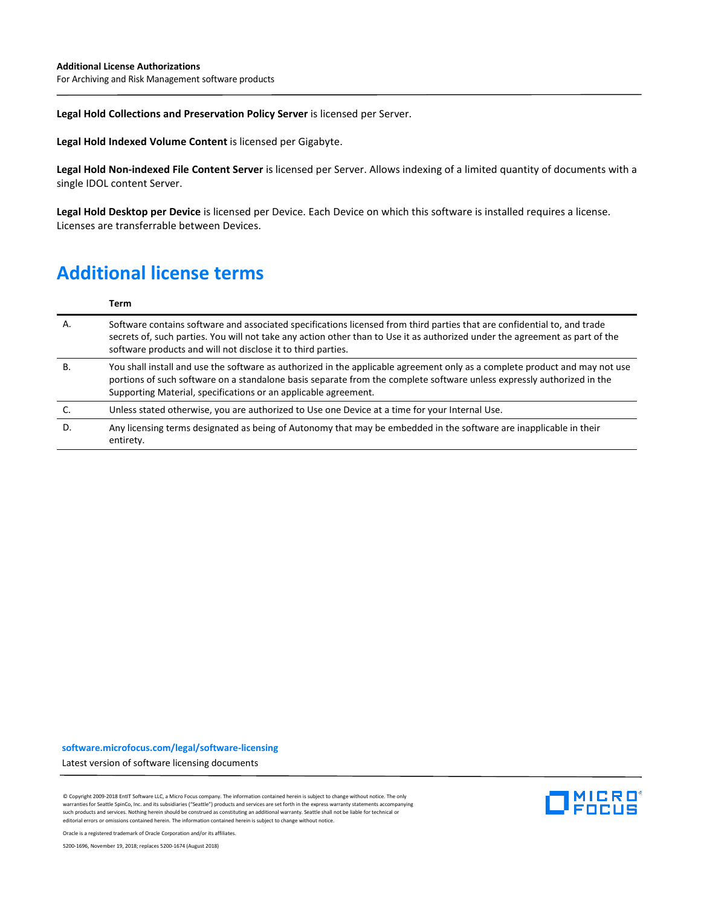**Legal Hold Collections and Preservation Policy Server** is licensed per Server.

**Legal Hold Indexed Volume Content** is licensed per Gigabyte.

**Legal Hold Non-indexed File Content Server** is licensed per Server. Allows indexing of a limited quantity of documents with a single IDOL content Server.

**Legal Hold Desktop per Device** is licensed per Device. Each Device on which this software is installed requires a license. Licenses are transferrable between Devices.

## Additional license terms

| | Term |
|---|---|
| A. | Software contains software and associated specifications licensed from third parties that are confidential to, and trade secrets of, such parties. You will not take any action other than to Use it as authorized under the agreement as part of the software products and will not disclose it to third parties. |
| B. | You shall install and use the software as authorized in the applicable agreement only as a complete product and may not use portions of such software on a standalone basis separate from the complete software unless expressly authorized in the Supporting Material, specifications or an applicable agreement. |
| C. | Unless stated otherwise, you are authorized to Use one Device at a time for your Internal Use. |
| D. | Any licensing terms designated as being of Autonomy that may be embedded in the software are inapplicable in their entirety. |

**software.microfocus.com/legal/software-licensing**

Latest version of software licensing documents

© Copyright 2009-2018 EntIT Software LLC, a Micro Focus company. The information contained herein is subject to change without notice. The only warranties for Seattle SpinCo, Inc. and its subsidiaries ("Seattle") products and services are set forth in the express warranty statements accompanying such products and services. Nothing herein should be construed as constituting an additional warranty. Seattle shall not be liable for technical or editorial errors or omissions contained herein. The information contained herein is subject to change without notice.

Oracle is a registered trademark of Oracle Corporation and/or its affiliates.

5200-1696, November 19, 2018; replaces 5200-1674 (August 2018)